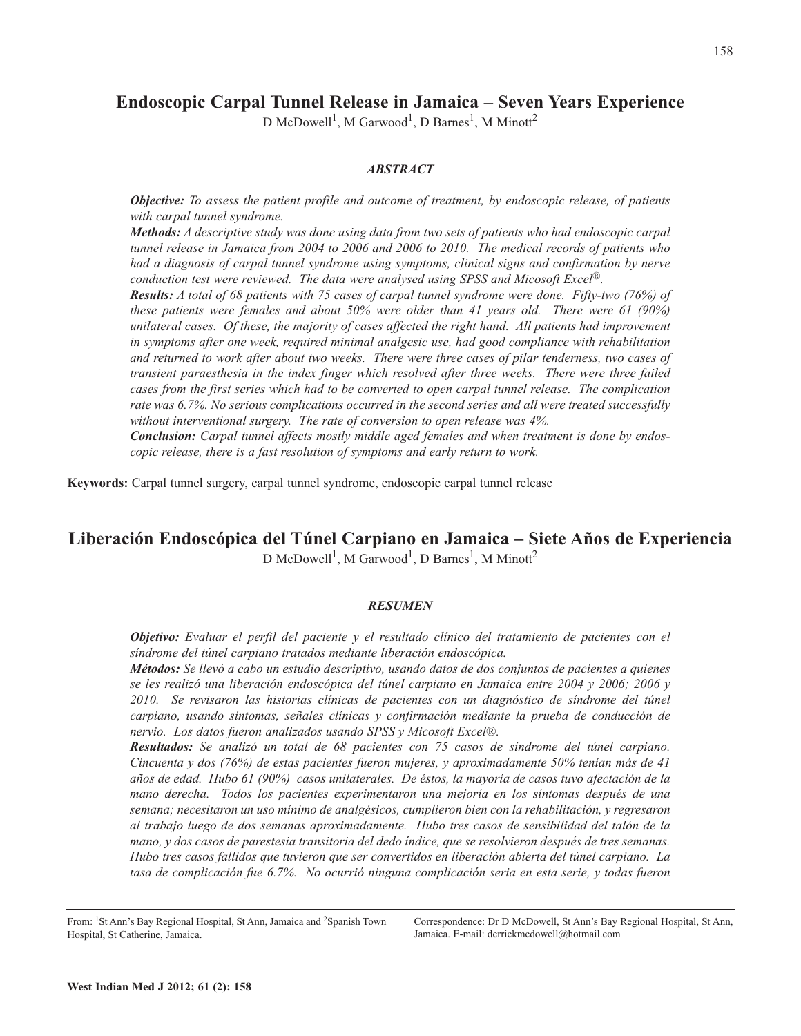# Endoscopic Carpal Tunnel Release in Jamaica – Seven Years Experience

D McDowell[1], M Garwood[1], D Barnes[1], M Minott[2]

## *ABSTRACT*

***Objective:*** *To assess the patient profile and outcome of treatment, by endoscopic release, of patients with carpal tunnel syndrome.*

***Methods:*** *A descriptive study was done using data from two sets of patients who had endoscopic carpal tunnel release in Jamaica from 2004 to 2006 and 2006 to 2010. The medical records of patients who had a diagnosis of carpal tunnel syndrome using symptoms, clinical signs and confirmation by nerve conduction test were reviewed. The data were analysed using SPSS and Micosoft Excel®.*

***Results:*** *A total of 68 patients with 75 cases of carpal tunnel syndrome were done. Fifty-two (76%) of these patients were females and about 50% were older than 41 years old. There were 61 (90%) unilateral cases. Of these, the majority of cases affected the right hand. All patients had improvement in symptoms after one week, required minimal analgesic use, had good compliance with rehabilitation and returned to work after about two weeks. There were three cases of pilar tenderness, two cases of transient paraesthesia in the index finger which resolved after three weeks. There were three failed cases from the first series which had to be converted to open carpal tunnel release. The complication rate was 6.7%. No serious complications occurred in the second series and all were treated successfully without interventional surgery. The rate of conversion to open release was 4%.*

***Conclusion:*** *Carpal tunnel affects mostly middle aged females and when treatment is done by endoscopic release, there is a fast resolution of symptoms and early return to work.*

**Keywords:** Carpal tunnel surgery, carpal tunnel syndrome, endoscopic carpal tunnel release

# Liberación Endoscópica del Túnel Carpiano en Jamaica – Siete Años de Experiencia

D McDowell[1], M Garwood[1], D Barnes[1], M Minott[2]

## *RESUMEN*

***Objetivo:*** *Evaluar el perfil del paciente y el resultado clínico del tratamiento de pacientes con el síndrome del túnel carpiano tratados mediante liberación endoscópica.*

***Métodos:*** *Se llevó a cabo un estudio descriptivo, usando datos de dos conjuntos de pacientes a quienes se les realizó una liberación endoscópica del túnel carpiano en Jamaica entre 2004 y 2006; 2006 y 2010. Se revisaron las historias clínicas de pacientes con un diagnóstico de síndrome del túnel carpiano, usando síntomas, señales clínicas y confirmación mediante la prueba de conducción de nervio. Los datos fueron analizados usando SPSS y Micosoft Excel®.*

***Resultados:*** *Se analizó un total de 68 pacientes con 75 casos de síndrome del túnel carpiano. Cincuenta y dos (76%) de estas pacientes fueron mujeres, y aproximadamente 50% tenían más de 41 años de edad. Hubo 61 (90%) casos unilaterales. De éstos, la mayoría de casos tuvo afectación de la mano derecha. Todos los pacientes experimentaron una mejoría en los síntomas después de una semana; necesitaron un uso mínimo de analgésicos, cumplieron bien con la rehabilitación, y regresaron al trabajo luego de dos semanas aproximadamente. Hubo tres casos de sensibilidad del talón de la mano, y dos casos de parestesia transitoria del dedo índice, que se resolvieron después de tres semanas. Hubo tres casos fallidos que tuvieron que ser convertidos en liberación abierta del túnel carpiano. La tasa de complicación fue 6.7%. No ocurrió ninguna complicación seria en esta serie, y todas fueron*

From: [1]St Ann's Bay Regional Hospital, St Ann, Jamaica and [2]Spanish Town Hospital, St Catherine, Jamaica.

Correspondence: Dr D McDowell, St Ann's Bay Regional Hospital, St Ann, Jamaica. E-mail: derrickmcdowell@hotmail.com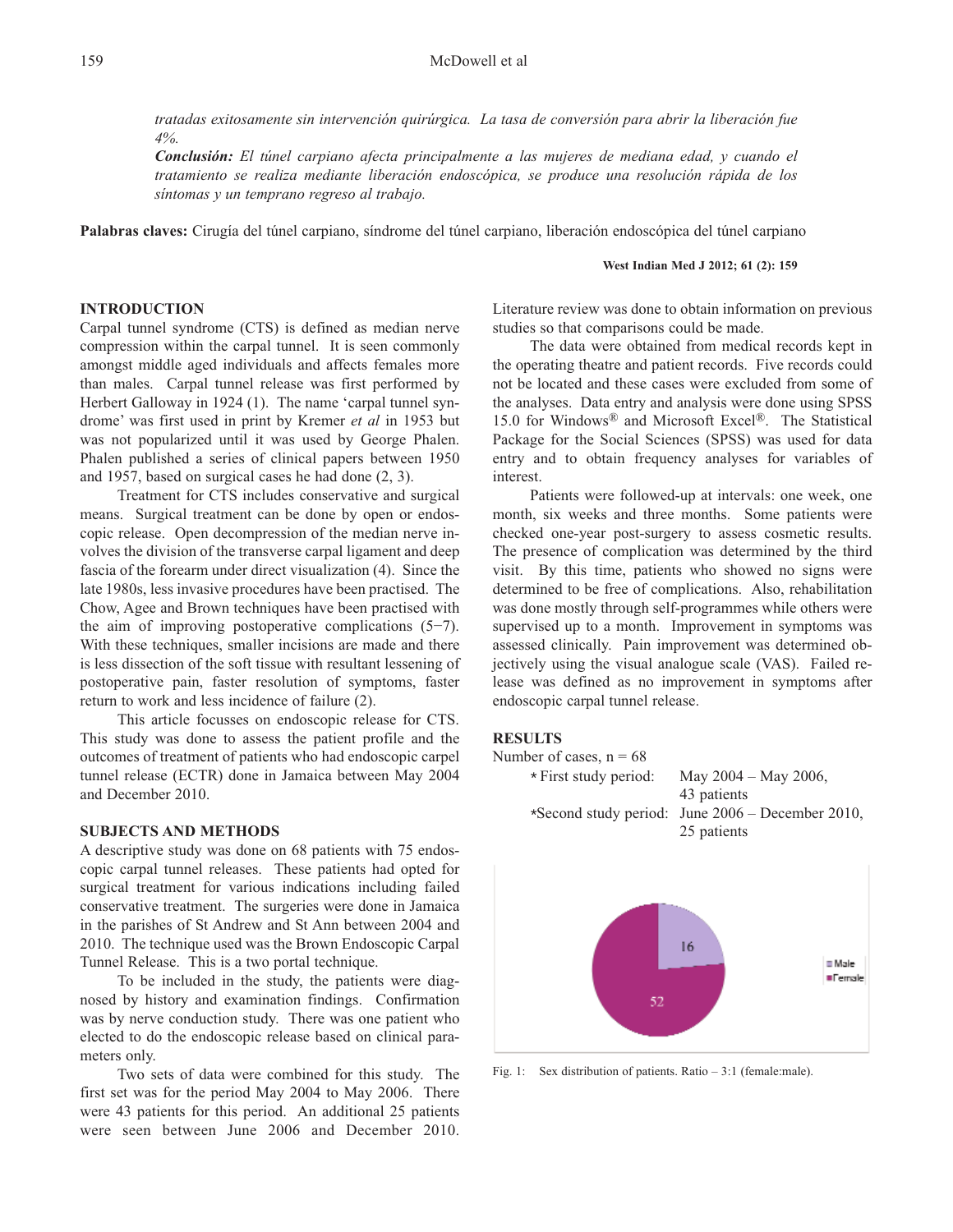*tratadas exitosamente sin intervención quirúrgica. La tasa de conversión para abrir la liberación fue 4%.*

***Conclusión:*** *El túnel carpiano afecta principalmente a las mujeres de mediana edad, y cuando el tratamiento se realiza mediante liberación endoscópica, se produce una resolución rápida de los síntomas y un temprano regreso al trabajo.*

**Palabras claves:** Cirugía del túnel carpiano, síndrome del túnel carpiano, liberación endoscópica del túnel carpiano

## INTRODUCTION

Carpal tunnel syndrome (CTS) is defined as median nerve compression within the carpal tunnel. It is seen commonly amongst middle aged individuals and affects females more than males. Carpal tunnel release was first performed by Herbert Galloway in 1924 (1). The name 'carpal tunnel syndrome' was first used in print by Kremer *et al* in 1953 but was not popularized until it was used by George Phalen. Phalen published a series of clinical papers between 1950 and 1957, based on surgical cases he had done (2, 3).

Treatment for CTS includes conservative and surgical means. Surgical treatment can be done by open or endoscopic release. Open decompression of the median nerve involves the division of the transverse carpal ligament and deep fascia of the forearm under direct visualization (4). Since the late 1980s, less invasive procedures have been practised. The Chow, Agee and Brown techniques have been practised with the aim of improving postoperative complications (5−7). With these techniques, smaller incisions are made and there is less dissection of the soft tissue with resultant lessening of postoperative pain, faster resolution of symptoms, faster return to work and less incidence of failure (2).

This article focusses on endoscopic release for CTS. This study was done to assess the patient profile and the outcomes of treatment of patients who had endoscopic carpel tunnel release (ECTR) done in Jamaica between May 2004 and December 2010.

## SUBJECTS AND METHODS

A descriptive study was done on 68 patients with 75 endoscopic carpal tunnel releases. These patients had opted for surgical treatment for various indications including failed conservative treatment. The surgeries were done in Jamaica in the parishes of St Andrew and St Ann between 2004 and 2010. The technique used was the Brown Endoscopic Carpal Tunnel Release. This is a two portal technique.

To be included in the study, the patients were diagnosed by history and examination findings. Confirmation was by nerve conduction study. There was one patient who elected to do the endoscopic release based on clinical parameters only.

Two sets of data were combined for this study. The first set was for the period May 2004 to May 2006. There were 43 patients for this period. An additional 25 patients were seen between June 2006 and December 2010. Literature review was done to obtain information on previous studies so that comparisons could be made.

The data were obtained from medical records kept in the operating theatre and patient records. Five records could not be located and these cases were excluded from some of the analyses. Data entry and analysis were done using SPSS 15.0 for Windows® and Microsoft Excel®. The Statistical Package for the Social Sciences (SPSS) was used for data entry and to obtain frequency analyses for variables of interest.

Patients were followed-up at intervals: one week, one month, six weeks and three months. Some patients were checked one-year post-surgery to assess cosmetic results. The presence of complication was determined by the third visit. By this time, patients who showed no signs were determined to be free of complications. Also, rehabilitation was done mostly through self-programmes while others were supervised up to a month. Improvement in symptoms was assessed clinically. Pain improvement was determined objectively using the visual analogue scale (VAS). Failed release was defined as no improvement in symptoms after endoscopic carpal tunnel release.

## RESULTS

Number of cases, n = 68

| | |
|---|---|
| * First study period: | May 2004 – May 2006, 43 patients |
| *Second study period: | June 2006 – December 2010, 25 patients |

Fig. 1: Sex distribution of patients. Ratio – 3:1 (female:male).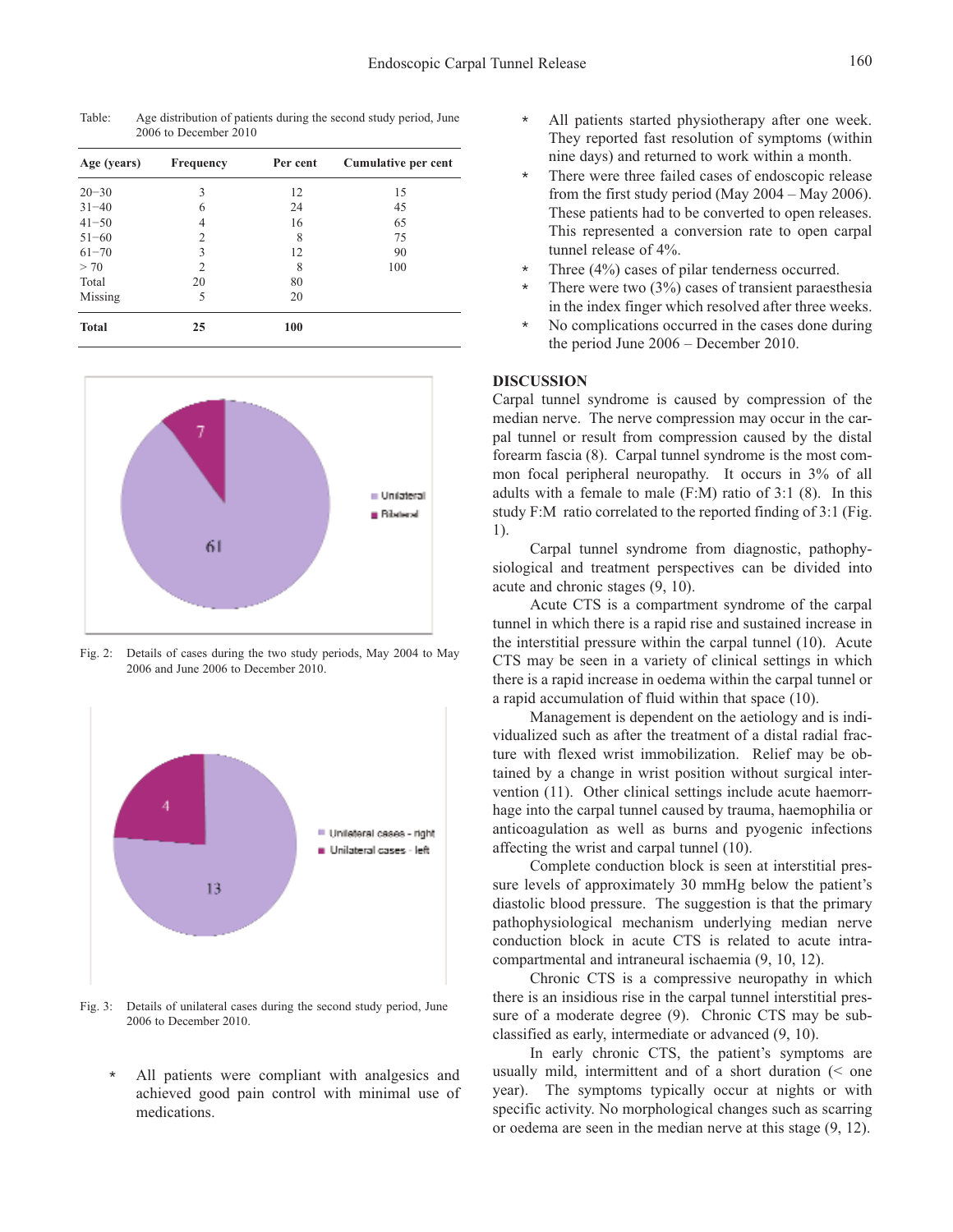Table: Age distribution of patients during the second study period, June 2006 to December 2010

| Age (years) | Frequency | Per cent | Cumulative per cent |
|---|---|---|---|
| 20–30 | 3 | 12 | 15 |
| 31–40 | 6 | 24 | 45 |
| 41–50 | 4 | 16 | 65 |
| 51–60 | 2 | 8 | 75 |
| 61–70 | 3 | 12 | 90 |
| > 70 | 2 | 8 | 100 |
| Total | 20 | 80 | |
| Missing | 5 | 20 | |
| **Total** | **25** | **100** | |

Fig. 2: Details of cases during the two study periods, May 2004 to May 2006 and June 2006 to December 2010.

Fig. 3: Details of unilateral cases during the second study period, June 2006 to December 2010.

- All patients were compliant with analgesics and achieved good pain control with minimal use of medications.
- All patients started physiotherapy after one week. They reported fast resolution of symptoms (within nine days) and returned to work within a month.
- There were three failed cases of endoscopic release from the first study period (May 2004 – May 2006). These patients had to be converted to open releases. This represented a conversion rate to open carpal tunnel release of 4%.
- Three (4%) cases of pilar tenderness occurred.
- There were two (3%) cases of transient paraesthesia in the index finger which resolved after three weeks.
- No complications occurred in the cases done during the period June 2006 – December 2010.

## DISCUSSION

Carpal tunnel syndrome is caused by compression of the median nerve. The nerve compression may occur in the carpal tunnel or result from compression caused by the distal forearm fascia (8). Carpal tunnel syndrome is the most common focal peripheral neuropathy. It occurs in 3% of all adults with a female to male (F:M) ratio of 3:1 (8). In this study F:M ratio correlated to the reported finding of 3:1 (Fig. 1).

Carpal tunnel syndrome from diagnostic, pathophysiological and treatment perspectives can be divided into acute and chronic stages (9, 10).

Acute CTS is a compartment syndrome of the carpal tunnel in which there is a rapid rise and sustained increase in the interstitial pressure within the carpal tunnel (10). Acute CTS may be seen in a variety of clinical settings in which there is a rapid increase in oedema within the carpal tunnel or a rapid accumulation of fluid within that space (10).

Management is dependent on the aetiology and is individualized such as after the treatment of a distal radial fracture with flexed wrist immobilization. Relief may be obtained by a change in wrist position without surgical intervention (11). Other clinical settings include acute haemorrhage into the carpal tunnel caused by trauma, haemophilia or anticoagulation as well as burns and pyogenic infections affecting the wrist and carpal tunnel (10).

Complete conduction block is seen at interstitial pressure levels of approximately 30 mmHg below the patient's diastolic blood pressure. The suggestion is that the primary pathophysiological mechanism underlying median nerve conduction block in acute CTS is related to acute intracompartmental and intraneural ischaemia (9, 10, 12).

Chronic CTS is a compressive neuropathy in which there is an insidious rise in the carpal tunnel interstitial pressure of a moderate degree (9). Chronic CTS may be subclassified as early, intermediate or advanced (9, 10).

In early chronic CTS, the patient's symptoms are usually mild, intermittent and of a short duration (< one year). The symptoms typically occur at nights or with specific activity. No morphological changes such as scarring or oedema are seen in the median nerve at this stage (9, 12).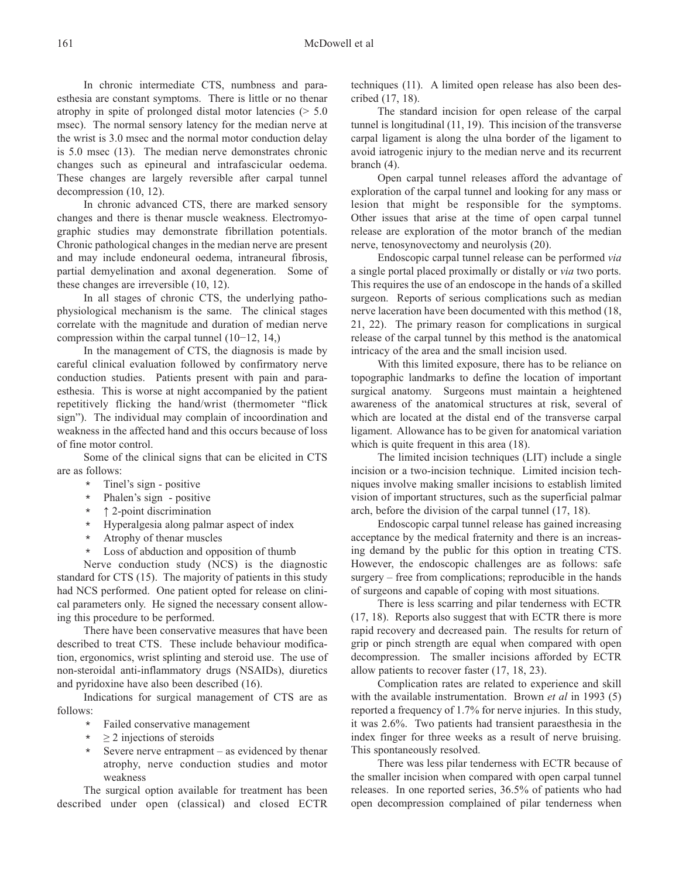In chronic intermediate CTS, numbness and paraesthesia are constant symptoms. There is little or no thenar atrophy in spite of prolonged distal motor latencies (> 5.0 msec). The normal sensory latency for the median nerve at the wrist is 3.0 msec and the normal motor conduction delay is 5.0 msec (13). The median nerve demonstrates chronic changes such as epineural and intrafascicular oedema. These changes are largely reversible after carpal tunnel decompression (10, 12).

In chronic advanced CTS, there are marked sensory changes and there is thenar muscle weakness. Electromyographic studies may demonstrate fibrillation potentials. Chronic pathological changes in the median nerve are present and may include endoneural oedema, intraneural fibrosis, partial demyelination and axonal degeneration. Some of these changes are irreversible (10, 12).

In all stages of chronic CTS, the underlying pathophysiological mechanism is the same. The clinical stages correlate with the magnitude and duration of median nerve compression within the carpal tunnel (10−12, 14,)

In the management of CTS, the diagnosis is made by careful clinical evaluation followed by confirmatory nerve conduction studies. Patients present with pain and paraesthesia. This is worse at night accompanied by the patient repetitively flicking the hand/wrist (thermometer "flick sign"). The individual may complain of incoordination and weakness in the affected hand and this occurs because of loss of fine motor control.

Some of the clinical signs that can be elicited in CTS are as follows:

- Tinel's sign - positive
- Phalen's sign - positive
- ↑ 2-point discrimination
- Hyperalgesia along palmar aspect of index
- Atrophy of thenar muscles
- Loss of abduction and opposition of thumb

Nerve conduction study (NCS) is the diagnostic standard for CTS (15). The majority of patients in this study had NCS performed. One patient opted for release on clinical parameters only. He signed the necessary consent allowing this procedure to be performed.

There have been conservative measures that have been described to treat CTS. These include behaviour modification, ergonomics, wrist splinting and steroid use. The use of non-steroidal anti-inflammatory drugs (NSAIDs), diuretics and pyridoxine have also been described (16).

Indications for surgical management of CTS are as follows:

- Failed conservative management
- ≥ 2 injections of steroids
- Severe nerve entrapment – as evidenced by thenar atrophy, nerve conduction studies and motor weakness

The surgical option available for treatment has been described under open (classical) and closed ECTR techniques (11). A limited open release has also been described (17, 18).

The standard incision for open release of the carpal tunnel is longitudinal (11, 19). This incision of the transverse carpal ligament is along the ulna border of the ligament to avoid iatrogenic injury to the median nerve and its recurrent branch (4).

Open carpal tunnel releases afford the advantage of exploration of the carpal tunnel and looking for any mass or lesion that might be responsible for the symptoms. Other issues that arise at the time of open carpal tunnel release are exploration of the motor branch of the median nerve, tenosynovectomy and neurolysis (20).

Endoscopic carpal tunnel release can be performed *via* a single portal placed proximally or distally or *via* two ports. This requires the use of an endoscope in the hands of a skilled surgeon. Reports of serious complications such as median nerve laceration have been documented with this method (18, 21, 22). The primary reason for complications in surgical release of the carpal tunnel by this method is the anatomical intricacy of the area and the small incision used.

With this limited exposure, there has to be reliance on topographic landmarks to define the location of important surgical anatomy. Surgeons must maintain a heightened awareness of the anatomical structures at risk, several of which are located at the distal end of the transverse carpal ligament. Allowance has to be given for anatomical variation which is quite frequent in this area (18).

The limited incision techniques (LIT) include a single incision or a two-incision technique. Limited incision techniques involve making smaller incisions to establish limited vision of important structures, such as the superficial palmar arch, before the division of the carpal tunnel (17, 18).

Endoscopic carpal tunnel release has gained increasing acceptance by the medical fraternity and there is an increasing demand by the public for this option in treating CTS. However, the endoscopic challenges are as follows: safe surgery – free from complications; reproducible in the hands of surgeons and capable of coping with most situations.

There is less scarring and pilar tenderness with ECTR (17, 18). Reports also suggest that with ECTR there is more rapid recovery and decreased pain. The results for return of grip or pinch strength are equal when compared with open decompression. The smaller incisions afforded by ECTR allow patients to recover faster (17, 18, 23).

Complication rates are related to experience and skill with the available instrumentation. Brown *et al* in 1993 (5) reported a frequency of 1.7% for nerve injuries. In this study, it was 2.6%. Two patients had transient paraesthesia in the index finger for three weeks as a result of nerve bruising. This spontaneously resolved.

There was less pilar tenderness with ECTR because of the smaller incision when compared with open carpal tunnel releases. In one reported series, 36.5% of patients who had open decompression complained of pilar tenderness when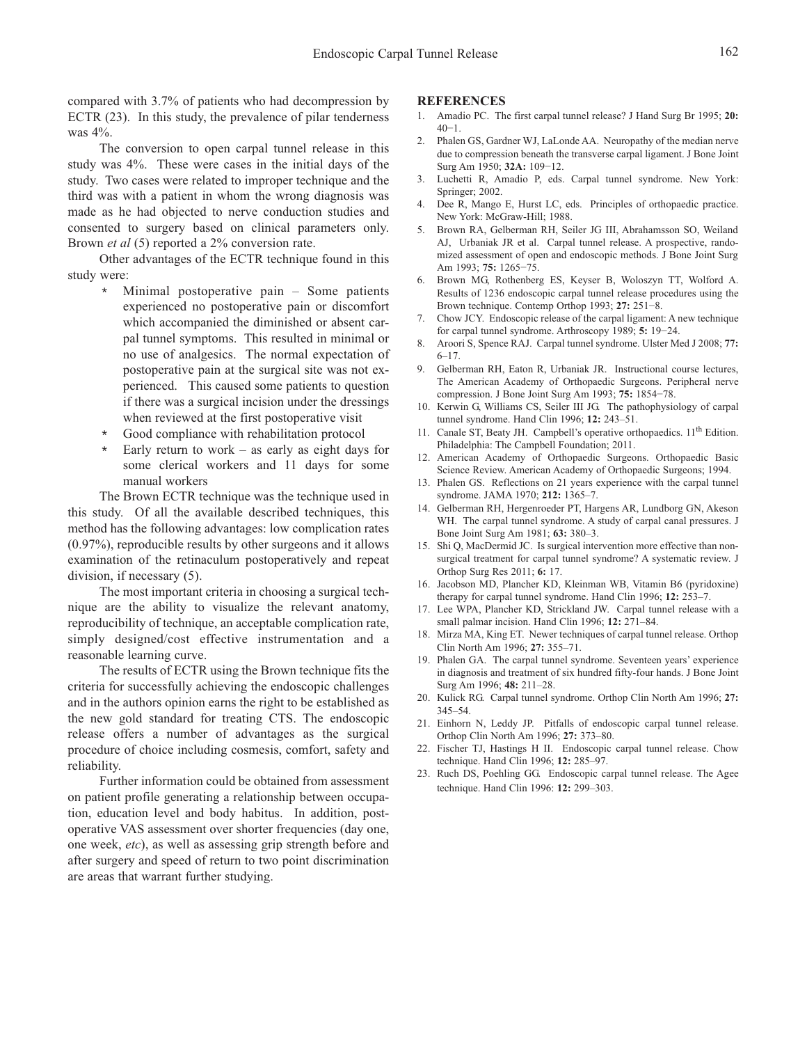compared with 3.7% of patients who had decompression by ECTR (23). In this study, the prevalence of pilar tenderness was 4%.

The conversion to open carpal tunnel release in this study was 4%. These were cases in the initial days of the study. Two cases were related to improper technique and the third was with a patient in whom the wrong diagnosis was made as he had objected to nerve conduction studies and consented to surgery based on clinical parameters only. Brown *et al* (5) reported a 2% conversion rate.

Other advantages of the ECTR technique found in this study were:

- Minimal postoperative pain – Some patients experienced no postoperative pain or discomfort which accompanied the diminished or absent carpal tunnel symptoms. This resulted in minimal or no use of analgesics. The normal expectation of postoperative pain at the surgical site was not experienced. This caused some patients to question if there was a surgical incision under the dressings when reviewed at the first postoperative visit
- Good compliance with rehabilitation protocol
- Early return to work – as early as eight days for some clerical workers and 11 days for some manual workers

The Brown ECTR technique was the technique used in this study. Of all the available described techniques, this method has the following advantages: low complication rates (0.97%), reproducible results by other surgeons and it allows examination of the retinaculum postoperatively and repeat division, if necessary (5).

The most important criteria in choosing a surgical technique are the ability to visualize the relevant anatomy, reproducibility of technique, an acceptable complication rate, simply designed/cost effective instrumentation and a reasonable learning curve.

The results of ECTR using the Brown technique fits the criteria for successfully achieving the endoscopic challenges and in the authors opinion earns the right to be established as the new gold standard for treating CTS. The endoscopic release offers a number of advantages as the surgical procedure of choice including cosmesis, comfort, safety and reliability.

Further information could be obtained from assessment on patient profile generating a relationship between occupation, education level and body habitus. In addition, postoperative VAS assessment over shorter frequencies (day one, one week, *etc*), as well as assessing grip strength before and after surgery and speed of return to two point discrimination are areas that warrant further studying.

## REFERENCES

1. Amadio PC. The first carpal tunnel release? J Hand Surg Br 1995; **20:** 40−1.
2. Phalen GS, Gardner WJ, LaLonde AA. Neuropathy of the median nerve due to compression beneath the transverse carpal ligament. J Bone Joint Surg Am 1950; **32A:** 109−12.
3. Luchetti R, Amadio P, eds. Carpal tunnel syndrome. New York: Springer; 2002.
4. Dee R, Mango E, Hurst LC, eds. Principles of orthopaedic practice. New York: McGraw-Hill; 1988.
5. Brown RA, Gelberman RH, Seiler JG III, Abrahamsson SO, Weiland AJ, Urbaniak JR et al. Carpal tunnel release. A prospective, randomized assessment of open and endoscopic methods. J Bone Joint Surg Am 1993; **75:** 1265−75.
6. Brown MG, Rothenberg ES, Keyser B, Woloszyn TT, Wolford A. Results of 1236 endoscopic carpal tunnel release procedures using the Brown technique. Contemp Orthop 1993; **27:** 251−8.
7. Chow JCY. Endoscopic release of the carpal ligament: A new technique for carpal tunnel syndrome. Arthroscopy 1989; **5:** 19−24.
8. Aroori S, Spence RAJ. Carpal tunnel syndrome. Ulster Med J 2008; **77:** 6–17.
9. Gelberman RH, Eaton R, Urbaniak JR. Instructional course lectures, The American Academy of Orthopaedic Surgeons. Peripheral nerve compression. J Bone Joint Surg Am 1993; **75:** 1854−78.
10. Kerwin G, Williams CS, Seiler III JG. The pathophysiology of carpal tunnel syndrome. Hand Clin 1996; **12:** 243–51.
11. Canale ST, Beaty JH. Campbell's operative orthopaedics. 11th Edition. Philadelphia: The Campbell Foundation; 2011.
12. American Academy of Orthopaedic Surgeons. Orthopaedic Basic Science Review. American Academy of Orthopaedic Surgeons; 1994.
13. Phalen GS. Reflections on 21 years experience with the carpal tunnel syndrome. JAMA 1970; **212:** 1365–7.
14. Gelberman RH, Hergenroeder PT, Hargens AR, Lundborg GN, Akeson WH. The carpal tunnel syndrome. A study of carpal canal pressures. J Bone Joint Surg Am 1981; **63:** 380–3.
15. Shi Q, MacDermid JC. Is surgical intervention more effective than non-surgical treatment for carpal tunnel syndrome? A systematic review. J Orthop Surg Res 2011; **6:** 17.
16. Jacobson MD, Plancher KD, Kleinman WB, Vitamin B6 (pyridoxine) therapy for carpal tunnel syndrome. Hand Clin 1996; **12:** 253–7.
17. Lee WPA, Plancher KD, Strickland JW. Carpal tunnel release with a small palmar incision. Hand Clin 1996; **12:** 271–84.
18. Mirza MA, King ET. Newer techniques of carpal tunnel release. Orthop Clin North Am 1996; **27:** 355–71.
19. Phalen GA. The carpal tunnel syndrome. Seventeen years' experience in diagnosis and treatment of six hundred fifty-four hands. J Bone Joint Surg Am 1996; **48:** 211–28.
20. Kulick RG. Carpal tunnel syndrome. Orthop Clin North Am 1996; **27:** 345–54.
21. Einhorn N, Leddy JP. Pitfalls of endoscopic carpal tunnel release. Orthop Clin North Am 1996; **27:** 373–80.
22. Fischer TJ, Hastings H II. Endoscopic carpal tunnel release. Chow technique. Hand Clin 1996; **12:** 285–97.
23. Ruch DS, Poehling GG. Endoscopic carpal tunnel release. The Agee technique. Hand Clin 1996: **12:** 299–303.